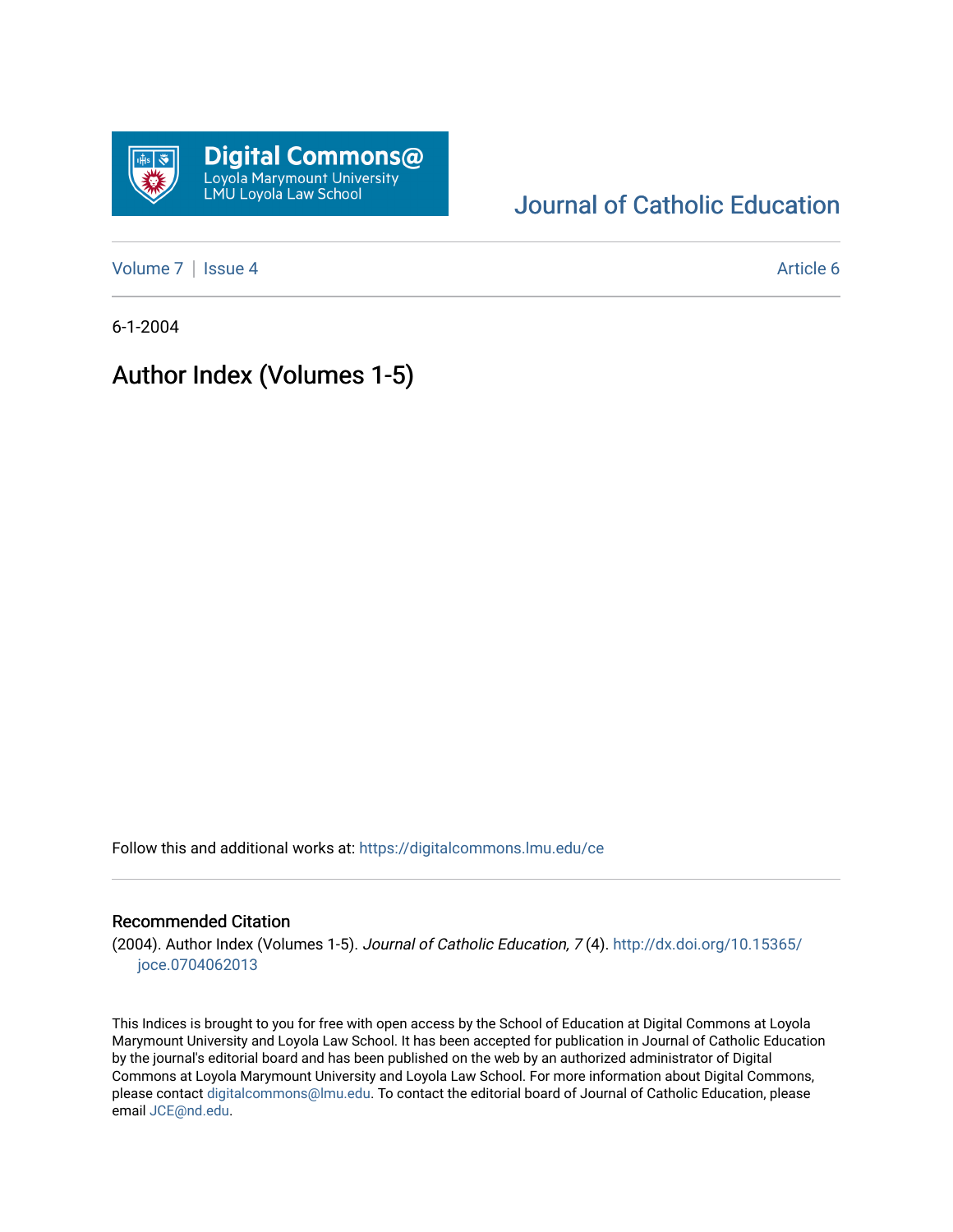Digital Commons@
Loyola Marymount University
LMU Loyola Law School

Journal of Catholic Education

Volume 7 | Issue 4 Article 6

6-1-2004

# Author Index (Volumes 1-5)

Follow this and additional works at: https://digitalcommons.lmu.edu/ce

## Recommended Citation

(2004). Author Index (Volumes 1-5). *Journal of Catholic Education, 7* (4). http://dx.doi.org/10.15365/joce.0704062013

This Indices is brought to you for free with open access by the School of Education at Digital Commons at Loyola Marymount University and Loyola Law School. It has been accepted for publication in Journal of Catholic Education by the journal's editorial board and has been published on the web by an authorized administrator of Digital Commons at Loyola Marymount University and Loyola Law School. For more information about Digital Commons, please contact digitalcommons@lmu.edu. To contact the editorial board of Journal of Catholic Education, please email JCE@nd.edu.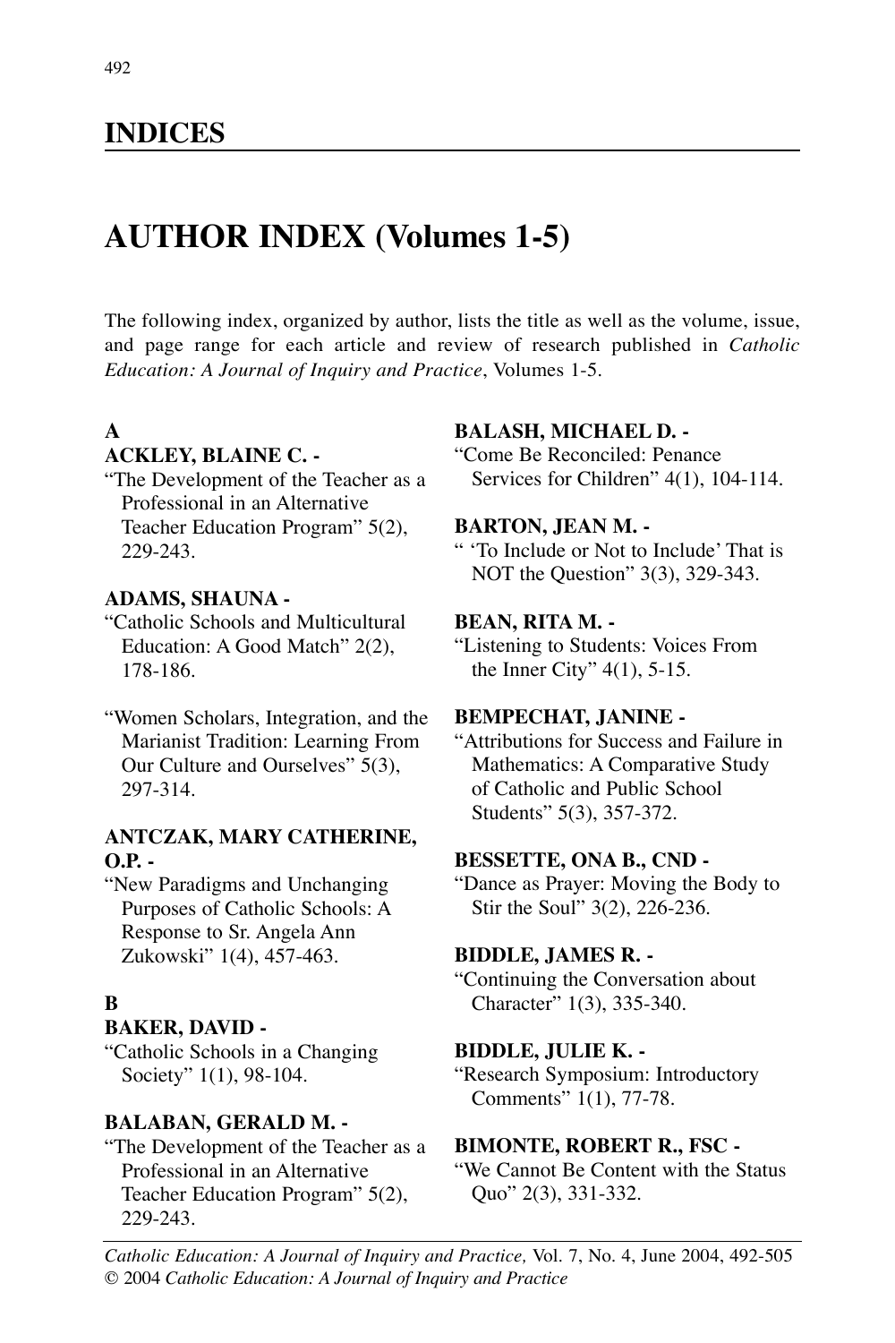# INDICES

## AUTHOR INDEX (Volumes 1-5)

The following index, organized by author, lists the title as well as the volume, issue, and page range for each article and review of research published in *Catholic Education: A Journal of Inquiry and Practice*, Volumes 1-5.

### A

**ACKLEY, BLAINE C. -**
"The Development of the Teacher as a Professional in an Alternative Teacher Education Program" 5(2), 229-243.

**ADAMS, SHAUNA -**
"Catholic Schools and Multicultural Education: A Good Match" 2(2), 178-186.

"Women Scholars, Integration, and the Marianist Tradition: Learning From Our Culture and Ourselves" 5(3), 297-314.

**ANTCZAK, MARY CATHERINE, O.P. -**
"New Paradigms and Unchanging Purposes of Catholic Schools: A Response to Sr. Angela Ann Zukowski" 1(4), 457-463.

### B

**BAKER, DAVID -**
"Catholic Schools in a Changing Society" 1(1), 98-104.

**BALABAN, GERALD M. -**
"The Development of the Teacher as a Professional in an Alternative Teacher Education Program" 5(2), 229-243.

**BALASH, MICHAEL D. -**
"Come Be Reconciled: Penance Services for Children" 4(1), 104-114.

**BARTON, JEAN M. -**
" 'To Include or Not to Include' That is NOT the Question" 3(3), 329-343.

**BEAN, RITA M. -**
"Listening to Students: Voices From the Inner City" 4(1), 5-15.

**BEMPECHAT, JANINE -**
"Attributions for Success and Failure in Mathematics: A Comparative Study of Catholic and Public School Students" 5(3), 357-372.

**BESSETTE, ONA B., CND -**
"Dance as Prayer: Moving the Body to Stir the Soul" 3(2), 226-236.

**BIDDLE, JAMES R. -**
"Continuing the Conversation about Character" 1(3), 335-340.

**BIDDLE, JULIE K. -**
"Research Symposium: Introductory Comments" 1(1), 77-78.

**BIMONTE, ROBERT R., FSC -**
"We Cannot Be Content with the Status Quo" 2(3), 331-332.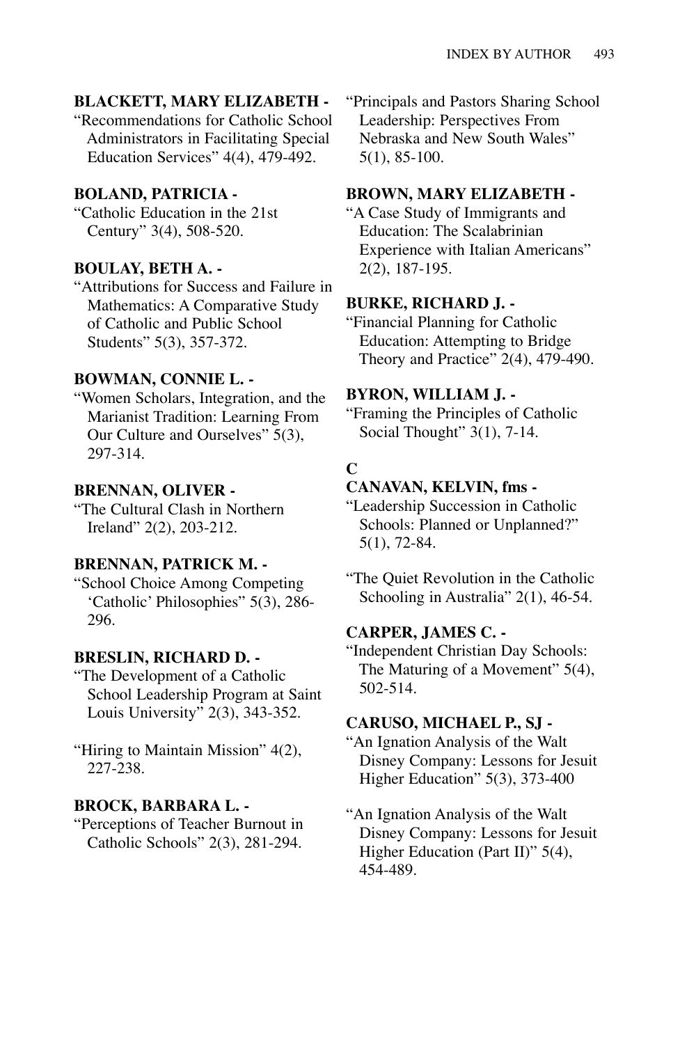**BLACKETT, MARY ELIZABETH -**

"Recommendations for Catholic School Administrators in Facilitating Special Education Services" 4(4), 479-492.

**BOLAND, PATRICIA -**

"Catholic Education in the 21st Century" 3(4), 508-520.

**BOULAY, BETH A. -**

"Attributions for Success and Failure in Mathematics: A Comparative Study of Catholic and Public School Students" 5(3), 357-372.

**BOWMAN, CONNIE L. -**

"Women Scholars, Integration, and the Marianist Tradition: Learning From Our Culture and Ourselves" 5(3), 297-314.

**BRENNAN, OLIVER -**

"The Cultural Clash in Northern Ireland" 2(2), 203-212.

**BRENNAN, PATRICK M. -**

"School Choice Among Competing 'Catholic' Philosophies" 5(3), 286-296.

**BRESLIN, RICHARD D. -**

"The Development of a Catholic School Leadership Program at Saint Louis University" 2(3), 343-352.

"Hiring to Maintain Mission" 4(2), 227-238.

**BROCK, BARBARA L. -**

"Perceptions of Teacher Burnout in Catholic Schools" 2(3), 281-294.

"Principals and Pastors Sharing School Leadership: Perspectives From Nebraska and New South Wales" 5(1), 85-100.

**BROWN, MARY ELIZABETH -**

"A Case Study of Immigrants and Education: The Scalabrinian Experience with Italian Americans" 2(2), 187-195.

**BURKE, RICHARD J. -**

"Financial Planning for Catholic Education: Attempting to Bridge Theory and Practice" 2(4), 479-490.

**BYRON, WILLIAM J. -**

"Framing the Principles of Catholic Social Thought" 3(1), 7-14.

**C**

**CANAVAN, KELVIN, fms -**

"Leadership Succession in Catholic Schools: Planned or Unplanned?" 5(1), 72-84.

"The Quiet Revolution in the Catholic Schooling in Australia" 2(1), 46-54.

**CARPER, JAMES C. -**

"Independent Christian Day Schools: The Maturing of a Movement" 5(4), 502-514.

**CARUSO, MICHAEL P., SJ -**

"An Ignation Analysis of the Walt Disney Company: Lessons for Jesuit Higher Education" 5(3), 373-400

"An Ignation Analysis of the Walt Disney Company: Lessons for Jesuit Higher Education (Part II)" 5(4), 454-489.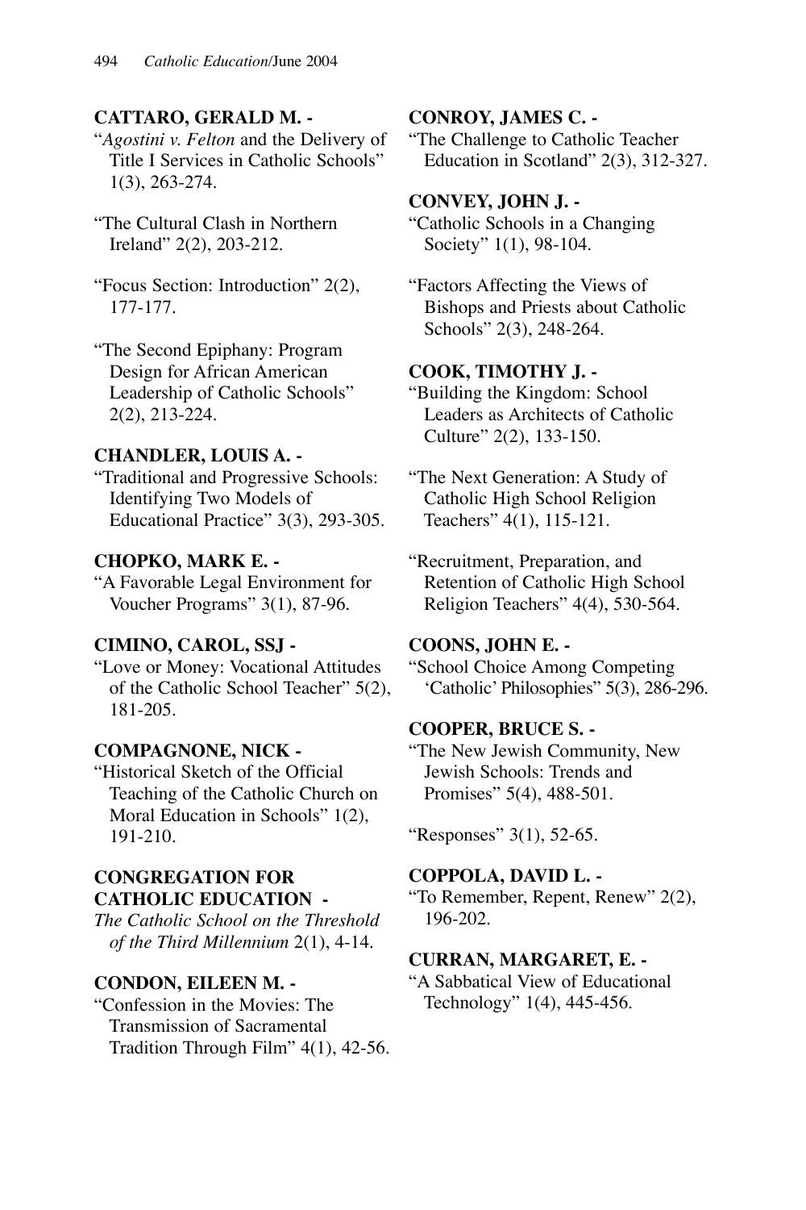**CATTARO, GERALD M. -**

"*Agostini v. Felton* and the Delivery of Title I Services in Catholic Schools" 1(3), 263-274.

"The Cultural Clash in Northern Ireland" 2(2), 203-212.

"Focus Section: Introduction" 2(2), 177-177.

"The Second Epiphany: Program Design for African American Leadership of Catholic Schools" 2(2), 213-224.

**CHANDLER, LOUIS A. -**

"Traditional and Progressive Schools: Identifying Two Models of Educational Practice" 3(3), 293-305.

**CHOPKO, MARK E. -**

"A Favorable Legal Environment for Voucher Programs" 3(1), 87-96.

**CIMINO, CAROL, SSJ -**

"Love or Money: Vocational Attitudes of the Catholic School Teacher" 5(2), 181-205.

**COMPAGNONE, NICK -**

"Historical Sketch of the Official Teaching of the Catholic Church on Moral Education in Schools" 1(2), 191-210.

**CONGREGATION FOR CATHOLIC EDUCATION -**

*The Catholic School on the Threshold of the Third Millennium* 2(1), 4-14.

**CONDON, EILEEN M. -**

"Confession in the Movies: The Transmission of Sacramental Tradition Through Film" 4(1), 42-56.

**CONROY, JAMES C. -**

"The Challenge to Catholic Teacher Education in Scotland" 2(3), 312-327.

**CONVEY, JOHN J. -**

"Catholic Schools in a Changing Society" 1(1), 98-104.

"Factors Affecting the Views of Bishops and Priests about Catholic Schools" 2(3), 248-264.

**COOK, TIMOTHY J. -**

"Building the Kingdom: School Leaders as Architects of Catholic Culture" 2(2), 133-150.

"The Next Generation: A Study of Catholic High School Religion Teachers" 4(1), 115-121.

"Recruitment, Preparation, and Retention of Catholic High School Religion Teachers" 4(4), 530-564.

**COONS, JOHN E. -**

"School Choice Among Competing 'Catholic' Philosophies" 5(3), 286-296.

**COOPER, BRUCE S. -**

"The New Jewish Community, New Jewish Schools: Trends and Promises" 5(4), 488-501.

"Responses" 3(1), 52-65.

**COPPOLA, DAVID L. -**

"To Remember, Repent, Renew" 2(2), 196-202.

**CURRAN, MARGARET, E. -**

"A Sabbatical View of Educational Technology" 1(4), 445-456.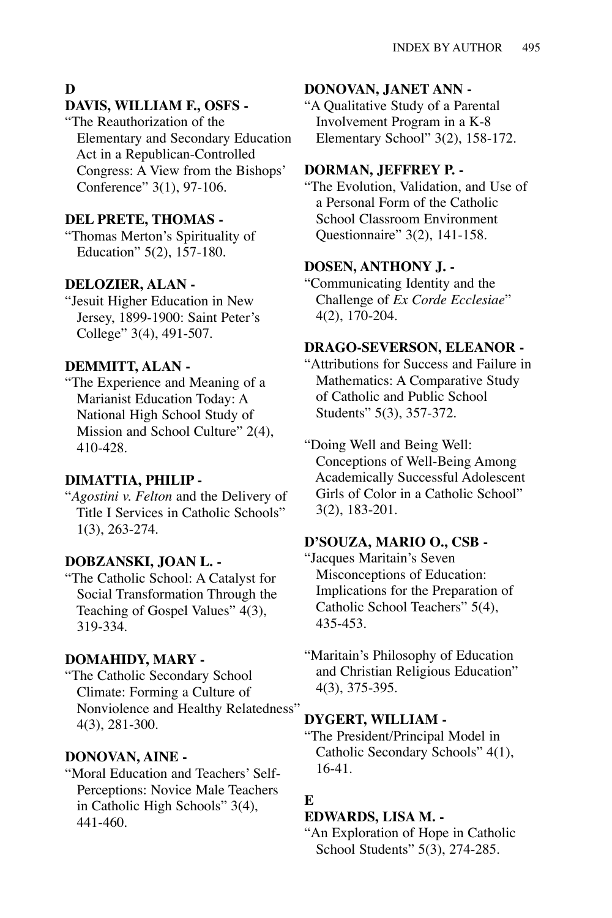## D

**DAVIS, WILLIAM F., OSFS -**

"The Reauthorization of the Elementary and Secondary Education Act in a Republican-Controlled Congress: A View from the Bishops' Conference" 3(1), 97-106.

**DEL PRETE, THOMAS -**

"Thomas Merton's Spirituality of Education" 5(2), 157-180.

**DELOZIER, ALAN -**

"Jesuit Higher Education in New Jersey, 1899-1900: Saint Peter's College" 3(4), 491-507.

**DEMMITT, ALAN -**

"The Experience and Meaning of a Marianist Education Today: A National High School Study of Mission and School Culture" 2(4), 410-428.

**DIMATTIA, PHILIP -**

"*Agostini v. Felton* and the Delivery of Title I Services in Catholic Schools" 1(3), 263-274.

**DOBZANSKI, JOAN L. -**

"The Catholic School: A Catalyst for Social Transformation Through the Teaching of Gospel Values" 4(3), 319-334.

**DOMAHIDY, MARY -**

"The Catholic Secondary School Climate: Forming a Culture of Nonviolence and Healthy Relatedness" 4(3), 281-300.

**DONOVAN, AINE -**

"Moral Education and Teachers' Self-Perceptions: Novice Male Teachers in Catholic High Schools" 3(4), 441-460.

**DONOVAN, JANET ANN -**

"A Qualitative Study of a Parental Involvement Program in a K-8 Elementary School" 3(2), 158-172.

**DORMAN, JEFFREY P. -**

"The Evolution, Validation, and Use of a Personal Form of the Catholic School Classroom Environment Questionnaire" 3(2), 141-158.

**DOSEN, ANTHONY J. -**

"Communicating Identity and the Challenge of *Ex Corde Ecclesiae*" 4(2), 170-204.

**DRAGO-SEVERSON, ELEANOR -**

"Attributions for Success and Failure in Mathematics: A Comparative Study of Catholic and Public School Students" 5(3), 357-372.

"Doing Well and Being Well: Conceptions of Well-Being Among Academically Successful Adolescent Girls of Color in a Catholic School" 3(2), 183-201.

**D'SOUZA, MARIO O., CSB -**

"Jacques Maritain's Seven Misconceptions of Education: Implications for the Preparation of Catholic School Teachers" 5(4), 435-453.

"Maritain's Philosophy of Education and Christian Religious Education" 4(3), 375-395.

**DYGERT, WILLIAM -**

"The President/Principal Model in Catholic Secondary Schools" 4(1), 16-41.

## E

**EDWARDS, LISA M. -**

"An Exploration of Hope in Catholic School Students" 5(3), 274-285.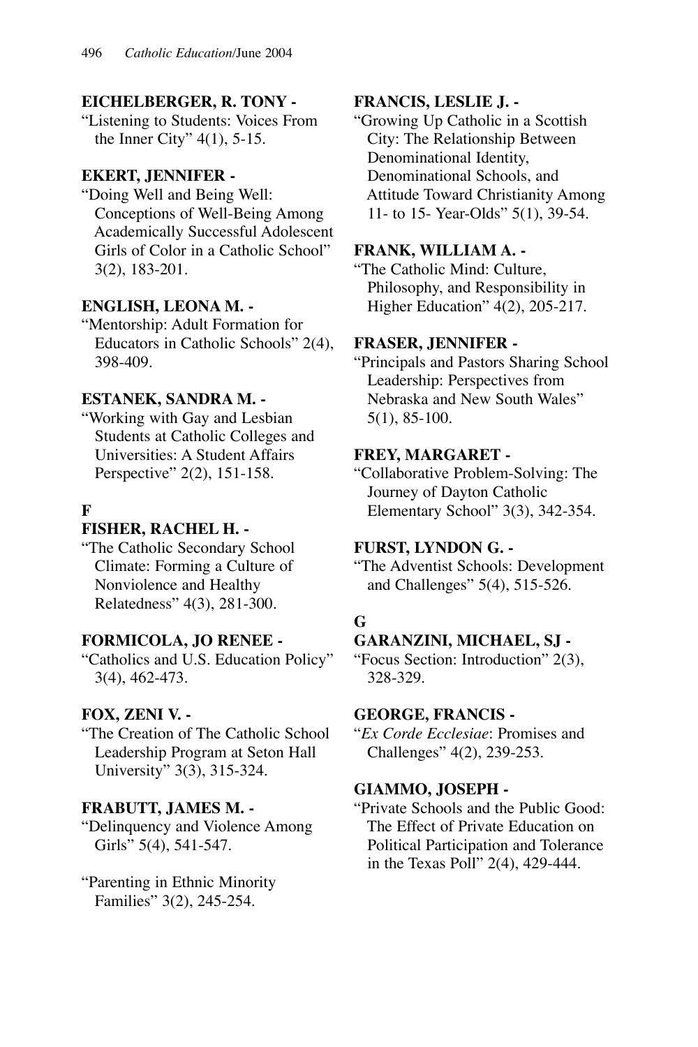**EICHELBERGER, R. TONY -**

"Listening to Students: Voices From the Inner City" 4(1), 5-15.

**EKERT, JENNIFER -**

"Doing Well and Being Well: Conceptions of Well-Being Among Academically Successful Adolescent Girls of Color in a Catholic School" 3(2), 183-201.

**ENGLISH, LEONA M. -**

"Mentorship: Adult Formation for Educators in Catholic Schools" 2(4), 398-409.

**ESTANEK, SANDRA M. -**

"Working with Gay and Lesbian Students at Catholic Colleges and Universities: A Student Affairs Perspective" 2(2), 151-158.

**F**

**FISHER, RACHEL H. -**

"The Catholic Secondary School Climate: Forming a Culture of Nonviolence and Healthy Relatedness" 4(3), 281-300.

**FORMICOLA, JO RENEE -**

"Catholics and U.S. Education Policy" 3(4), 462-473.

**FOX, ZENI V. -**

"The Creation of The Catholic School Leadership Program at Seton Hall University" 3(3), 315-324.

**FRABUTT, JAMES M. -**

"Delinquency and Violence Among Girls" 5(4), 541-547.

"Parenting in Ethnic Minority Families" 3(2), 245-254.

**FRANCIS, LESLIE J. -**

"Growing Up Catholic in a Scottish City: The Relationship Between Denominational Identity, Denominational Schools, and Attitude Toward Christianity Among 11- to 15- Year-Olds" 5(1), 39-54.

**FRANK, WILLIAM A. -**

"The Catholic Mind: Culture, Philosophy, and Responsibility in Higher Education" 4(2), 205-217.

**FRASER, JENNIFER -**

"Principals and Pastors Sharing School Leadership: Perspectives from Nebraska and New South Wales" 5(1), 85-100.

**FREY, MARGARET -**

"Collaborative Problem-Solving: The Journey of Dayton Catholic Elementary School" 3(3), 342-354.

**FURST, LYNDON G. -**

"The Adventist Schools: Development and Challenges" 5(4), 515-526.

**G**

**GARANZINI, MICHAEL, SJ -**

"Focus Section: Introduction" 2(3), 328-329.

**GEORGE, FRANCIS -**

"*Ex Corde Ecclesiae*: Promises and Challenges" 4(2), 239-253.

**GIAMMO, JOSEPH -**

"Private Schools and the Public Good: The Effect of Private Education on Political Participation and Tolerance in the Texas Poll" 2(4), 429-444.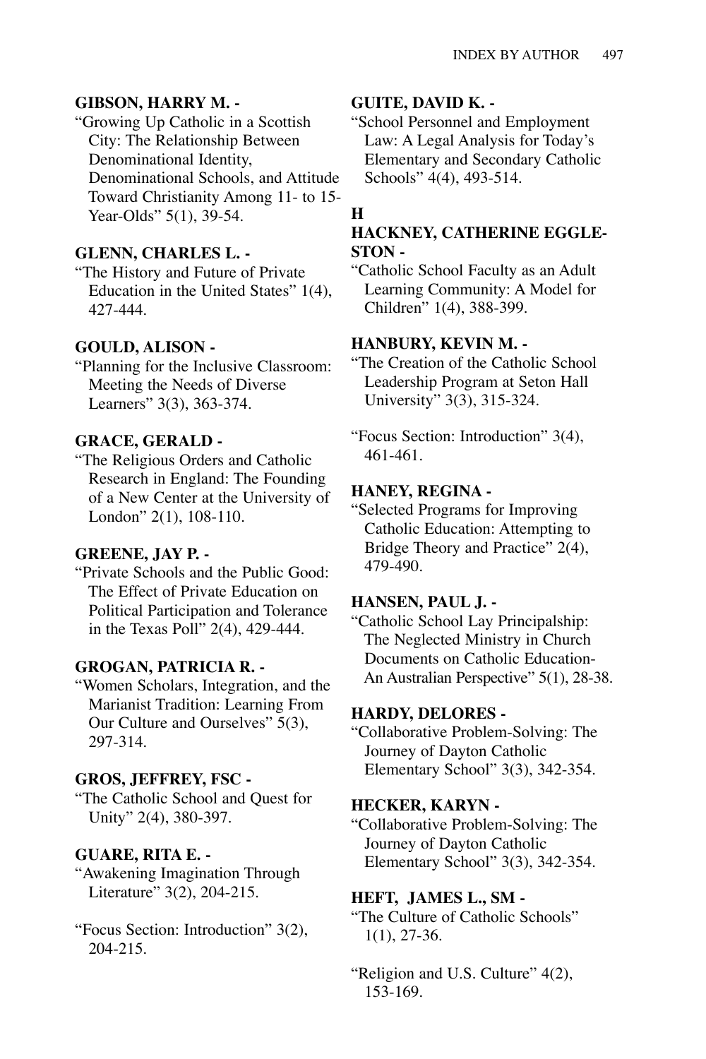**GIBSON, HARRY M. -**

"Growing Up Catholic in a Scottish City: The Relationship Between Denominational Identity, Denominational Schools, and Attitude Toward Christianity Among 11- to 15-Year-Olds" 5(1), 39-54.

**GLENN, CHARLES L. -**

"The History and Future of Private Education in the United States" 1(4), 427-444.

**GOULD, ALISON -**

"Planning for the Inclusive Classroom: Meeting the Needs of Diverse Learners" 3(3), 363-374.

**GRACE, GERALD -**

"The Religious Orders and Catholic Research in England: The Founding of a New Center at the University of London" 2(1), 108-110.

**GREENE, JAY P. -**

"Private Schools and the Public Good: The Effect of Private Education on Political Participation and Tolerance in the Texas Poll" 2(4), 429-444.

**GROGAN, PATRICIA R. -**

"Women Scholars, Integration, and the Marianist Tradition: Learning From Our Culture and Ourselves" 5(3), 297-314.

**GROS, JEFFREY, FSC -**

"The Catholic School and Quest for Unity" 2(4), 380-397.

**GUARE, RITA E. -**

"Awakening Imagination Through Literature" 3(2), 204-215.

"Focus Section: Introduction" 3(2), 204-215.

**GUITE, DAVID K. -**

"School Personnel and Employment Law: A Legal Analysis for Today's Elementary and Secondary Catholic Schools" 4(4), 493-514.

## H

**HACKNEY, CATHERINE EGGLESTON -**

"Catholic School Faculty as an Adult Learning Community: A Model for Children" 1(4), 388-399.

**HANBURY, KEVIN M. -**

"The Creation of the Catholic School Leadership Program at Seton Hall University" 3(3), 315-324.

"Focus Section: Introduction" 3(4), 461-461.

**HANEY, REGINA -**

"Selected Programs for Improving Catholic Education: Attempting to Bridge Theory and Practice" 2(4), 479-490.

**HANSEN, PAUL J. -**

"Catholic School Lay Principalship: The Neglected Ministry in Church Documents on Catholic Education-An Australian Perspective" 5(1), 28-38.

**HARDY, DELORES -**

"Collaborative Problem-Solving: The Journey of Dayton Catholic Elementary School" 3(3), 342-354.

**HECKER, KARYN -**

"Collaborative Problem-Solving: The Journey of Dayton Catholic Elementary School" 3(3), 342-354.

**HEFT, JAMES L., SM -**

"The Culture of Catholic Schools" 1(1), 27-36.

"Religion and U.S. Culture" 4(2), 153-169.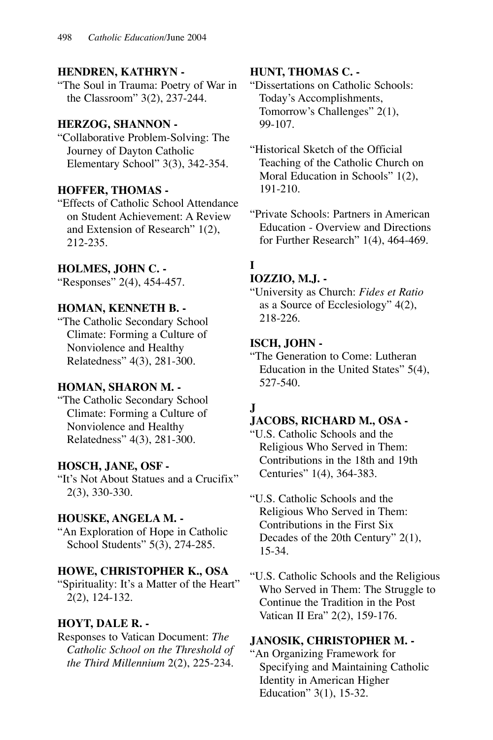**HENDREN, KATHRYN -**

"The Soul in Trauma: Poetry of War in the Classroom" 3(2), 237-244.

**HERZOG, SHANNON -**

"Collaborative Problem-Solving: The Journey of Dayton Catholic Elementary School" 3(3), 342-354.

**HOFFER, THOMAS -**

"Effects of Catholic School Attendance on Student Achievement: A Review and Extension of Research" 1(2), 212-235.

**HOLMES, JOHN C. -**

"Responses" 2(4), 454-457.

**HOMAN, KENNETH B. -**

"The Catholic Secondary School Climate: Forming a Culture of Nonviolence and Healthy Relatedness" 4(3), 281-300.

**HOMAN, SHARON M. -**

"The Catholic Secondary School Climate: Forming a Culture of Nonviolence and Healthy Relatedness" 4(3), 281-300.

**HOSCH, JANE, OSF -**

"It's Not About Statues and a Crucifix" 2(3), 330-330.

**HOUSKE, ANGELA M. -**

"An Exploration of Hope in Catholic School Students" 5(3), 274-285.

**HOWE, CHRISTOPHER K., OSA**

"Spirituality: It's a Matter of the Heart" 2(2), 124-132.

**HOYT, DALE R. -**

Responses to Vatican Document: *The Catholic School on the Threshold of the Third Millennium* 2(2), 225-234.

**HUNT, THOMAS C. -**

"Dissertations on Catholic Schools: Today's Accomplishments, Tomorrow's Challenges" 2(1), 99-107.

"Historical Sketch of the Official Teaching of the Catholic Church on Moral Education in Schools" 1(2), 191-210.

"Private Schools: Partners in American Education - Overview and Directions for Further Research" 1(4), 464-469.

**I**

**IOZZIO, M.J. -**

"University as Church: *Fides et Ratio* as a Source of Ecclesiology" 4(2), 218-226.

**ISCH, JOHN -**

"The Generation to Come: Lutheran Education in the United States" 5(4), 527-540.

**J**

**JACOBS, RICHARD M., OSA -**

"U.S. Catholic Schools and the Religious Who Served in Them: Contributions in the 18th and 19th Centuries" 1(4), 364-383.

"U.S. Catholic Schools and the Religious Who Served in Them: Contributions in the First Six Decades of the 20th Century" 2(1), 15-34.

"U.S. Catholic Schools and the Religious Who Served in Them: The Struggle to Continue the Tradition in the Post Vatican II Era" 2(2), 159-176.

**JANOSIK, CHRISTOPHER M. -**

"An Organizing Framework for Specifying and Maintaining Catholic Identity in American Higher Education" 3(1), 15-32.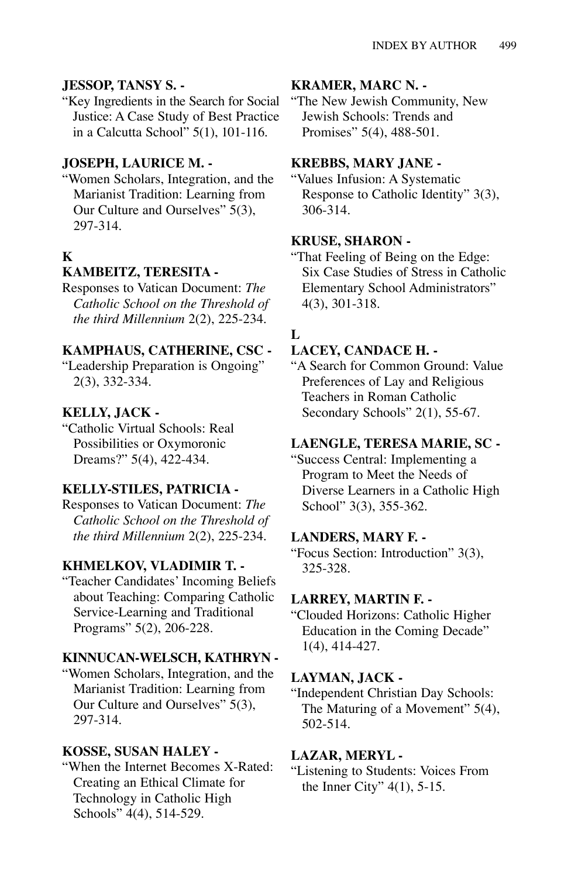**JESSOP, TANSY S. -**

"Key Ingredients in the Search for Social Justice: A Case Study of Best Practice in a Calcutta School" 5(1), 101-116.

**JOSEPH, LAURICE M. -**

"Women Scholars, Integration, and the Marianist Tradition: Learning from Our Culture and Ourselves" 5(3), 297-314.

**K**

**KAMBEITZ, TERESITA -**

Responses to Vatican Document: *The Catholic School on the Threshold of the third Millennium* 2(2), 225-234.

**KAMPHAUS, CATHERINE, CSC -**

"Leadership Preparation is Ongoing" 2(3), 332-334.

**KELLY, JACK -**

"Catholic Virtual Schools: Real Possibilities or Oxymoronic Dreams?" 5(4), 422-434.

**KELLY-STILES, PATRICIA -**

Responses to Vatican Document: *The Catholic School on the Threshold of the third Millennium* 2(2), 225-234.

**KHMELKOV, VLADIMIR T. -**

"Teacher Candidates' Incoming Beliefs about Teaching: Comparing Catholic Service-Learning and Traditional Programs" 5(2), 206-228.

**KINNUCAN-WELSCH, KATHRYN -**

"Women Scholars, Integration, and the Marianist Tradition: Learning from Our Culture and Ourselves" 5(3), 297-314.

**KOSSE, SUSAN HALEY -**

"When the Internet Becomes X-Rated: Creating an Ethical Climate for Technology in Catholic High Schools" 4(4), 514-529.

**KRAMER, MARC N. -**

"The New Jewish Community, New Jewish Schools: Trends and Promises" 5(4), 488-501.

**KREBBS, MARY JANE -**

"Values Infusion: A Systematic Response to Catholic Identity" 3(3), 306-314.

**KRUSE, SHARON -**

"That Feeling of Being on the Edge: Six Case Studies of Stress in Catholic Elementary School Administrators" 4(3), 301-318.

**L**

**LACEY, CANDACE H. -**

"A Search for Common Ground: Value Preferences of Lay and Religious Teachers in Roman Catholic Secondary Schools" 2(1), 55-67.

**LAENGLE, TERESA MARIE, SC -**

"Success Central: Implementing a Program to Meet the Needs of Diverse Learners in a Catholic High School" 3(3), 355-362.

**LANDERS, MARY F. -**

"Focus Section: Introduction" 3(3), 325-328.

**LARREY, MARTIN F. -**

"Clouded Horizons: Catholic Higher Education in the Coming Decade" 1(4), 414-427.

**LAYMAN, JACK -**

"Independent Christian Day Schools: The Maturing of a Movement" 5(4), 502-514.

**LAZAR, MERYL -**

"Listening to Students: Voices From the Inner City" 4(1), 5-15.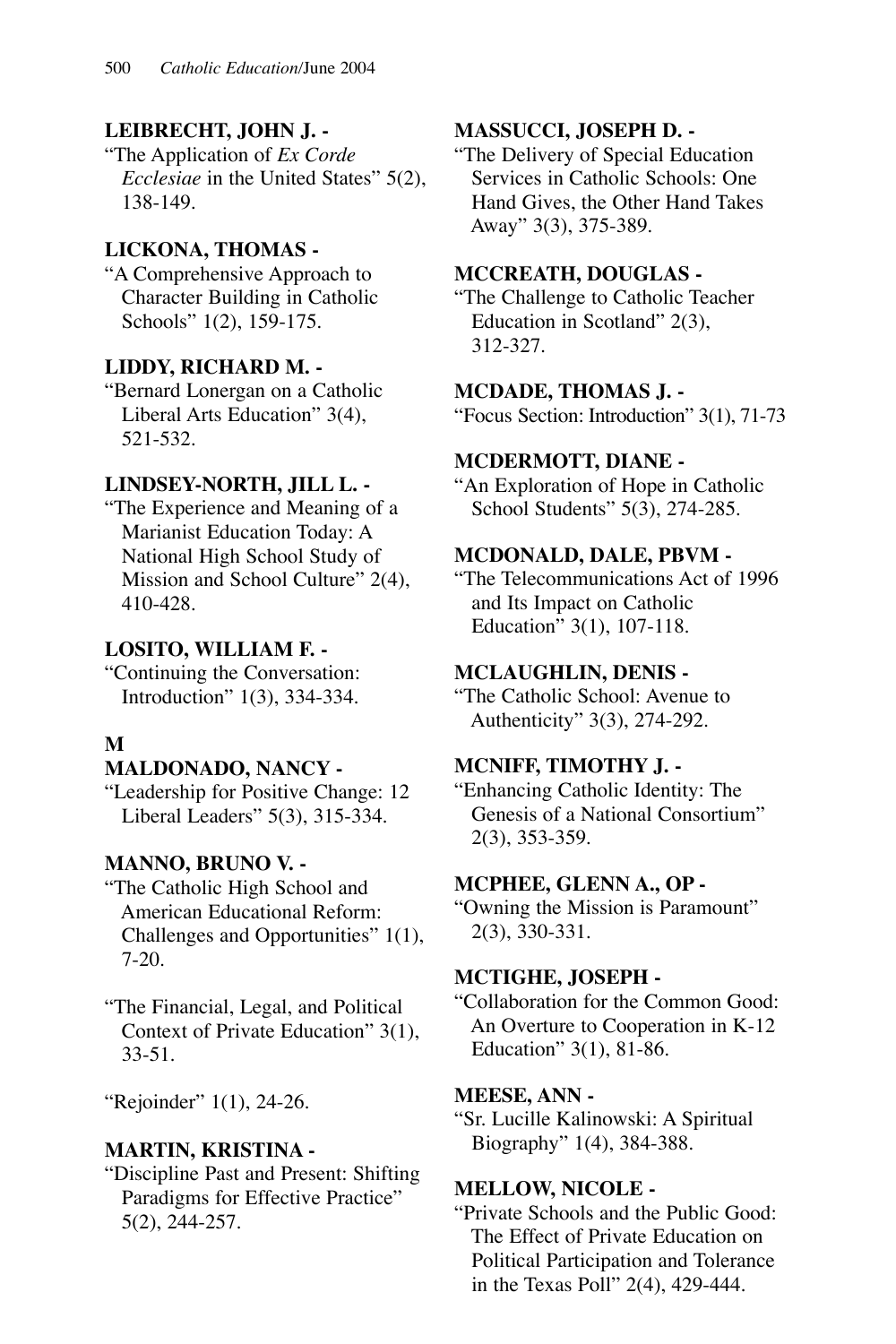**LEIBRECHT, JOHN J. -**
"The Application of *Ex Corde Ecclesiae* in the United States" 5(2), 138-149.

**LICKONA, THOMAS -**
"A Comprehensive Approach to Character Building in Catholic Schools" 1(2), 159-175.

**LIDDY, RICHARD M. -**
"Bernard Lonergan on a Catholic Liberal Arts Education" 3(4), 521-532.

**LINDSEY-NORTH, JILL L. -**
"The Experience and Meaning of a Marianist Education Today: A National High School Study of Mission and School Culture" 2(4), 410-428.

**LOSITO, WILLIAM F. -**
"Continuing the Conversation: Introduction" 1(3), 334-334.

**M**

**MALDONADO, NANCY -**
"Leadership for Positive Change: 12 Liberal Leaders" 5(3), 315-334.

**MANNO, BRUNO V. -**
"The Catholic High School and American Educational Reform: Challenges and Opportunities" 1(1), 7-20.

"The Financial, Legal, and Political Context of Private Education" 3(1), 33-51.

"Rejoinder" 1(1), 24-26.

**MARTIN, KRISTINA -**
"Discipline Past and Present: Shifting Paradigms for Effective Practice" 5(2), 244-257.

**MASSUCCI, JOSEPH D. -**
"The Delivery of Special Education Services in Catholic Schools: One Hand Gives, the Other Hand Takes Away" 3(3), 375-389.

**MCCREATH, DOUGLAS -**
"The Challenge to Catholic Teacher Education in Scotland" 2(3), 312-327.

**MCDADE, THOMAS J. -**
"Focus Section: Introduction" 3(1), 71-73

**MCDERMOTT, DIANE -**
"An Exploration of Hope in Catholic School Students" 5(3), 274-285.

**MCDONALD, DALE, PBVM -**
"The Telecommunications Act of 1996 and Its Impact on Catholic Education" 3(1), 107-118.

**MCLAUGHLIN, DENIS -**
"The Catholic School: Avenue to Authenticity" 3(3), 274-292.

**MCNIFF, TIMOTHY J. -**
"Enhancing Catholic Identity: The Genesis of a National Consortium" 2(3), 353-359.

**MCPHEE, GLENN A., OP -**
"Owning the Mission is Paramount" 2(3), 330-331.

**MCTIGHE, JOSEPH -**
"Collaboration for the Common Good: An Overture to Cooperation in K-12 Education" 3(1), 81-86.

**MEESE, ANN -**
"Sr. Lucille Kalinowski: A Spiritual Biography" 1(4), 384-388.

**MELLOW, NICOLE -**
"Private Schools and the Public Good: The Effect of Private Education on Political Participation and Tolerance in the Texas Poll" 2(4), 429-444.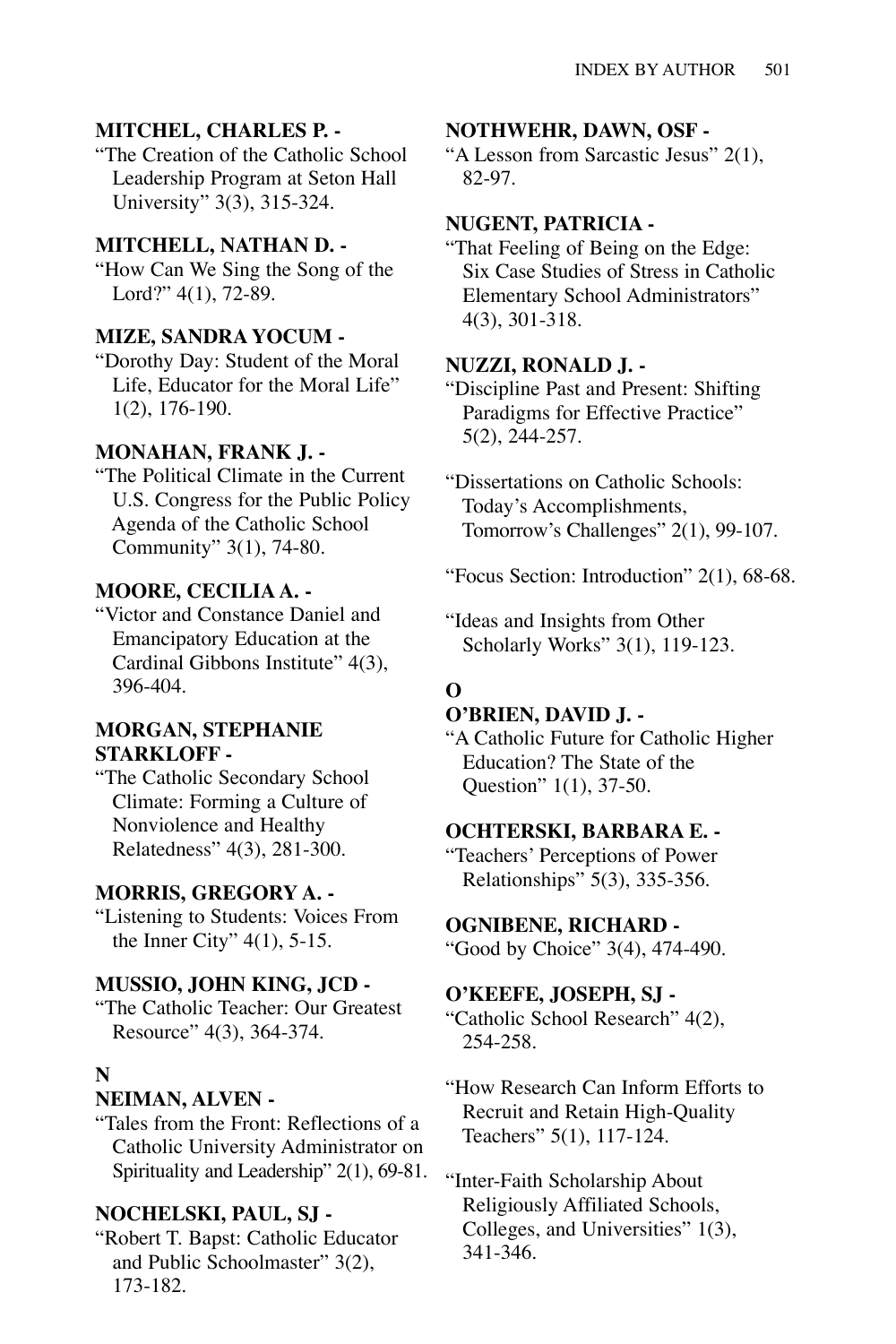**MITCHEL, CHARLES P. -**
"The Creation of the Catholic School Leadership Program at Seton Hall University" 3(3), 315-324.

**MITCHELL, NATHAN D. -**
"How Can We Sing the Song of the Lord?" 4(1), 72-89.

**MIZE, SANDRA YOCUM -**
"Dorothy Day: Student of the Moral Life, Educator for the Moral Life" 1(2), 176-190.

**MONAHAN, FRANK J. -**
"The Political Climate in the Current U.S. Congress for the Public Policy Agenda of the Catholic School Community" 3(1), 74-80.

**MOORE, CECILIA A. -**
"Victor and Constance Daniel and Emancipatory Education at the Cardinal Gibbons Institute" 4(3), 396-404.

**MORGAN, STEPHANIE STARKLOFF -**
"The Catholic Secondary School Climate: Forming a Culture of Nonviolence and Healthy Relatedness" 4(3), 281-300.

**MORRIS, GREGORY A. -**
"Listening to Students: Voices From the Inner City" 4(1), 5-15.

**MUSSIO, JOHN KING, JCD -**
"The Catholic Teacher: Our Greatest Resource" 4(3), 364-374.

**N**

**NEIMAN, ALVEN -**
"Tales from the Front: Reflections of a Catholic University Administrator on Spirituality and Leadership" 2(1), 69-81.

**NOCHELSKI, PAUL, SJ -**
"Robert T. Bapst: Catholic Educator and Public Schoolmaster" 3(2), 173-182.

**NOTHWEHR, DAWN, OSF -**
"A Lesson from Sarcastic Jesus" 2(1), 82-97.

**NUGENT, PATRICIA -**
"That Feeling of Being on the Edge: Six Case Studies of Stress in Catholic Elementary School Administrators" 4(3), 301-318.

**NUZZI, RONALD J. -**
"Discipline Past and Present: Shifting Paradigms for Effective Practice" 5(2), 244-257.

"Dissertations on Catholic Schools: Today's Accomplishments, Tomorrow's Challenges" 2(1), 99-107.

"Focus Section: Introduction" 2(1), 68-68.

"Ideas and Insights from Other Scholarly Works" 3(1), 119-123.

**O**

**O'BRIEN, DAVID J. -**
"A Catholic Future for Catholic Higher Education? The State of the Question" 1(1), 37-50.

**OCHTERSKI, BARBARA E. -**
"Teachers' Perceptions of Power Relationships" 5(3), 335-356.

**OGNIBENE, RICHARD -**
"Good by Choice" 3(4), 474-490.

**O'KEEFE, JOSEPH, SJ -**
"Catholic School Research" 4(2), 254-258.

"How Research Can Inform Efforts to Recruit and Retain High-Quality Teachers" 5(1), 117-124.

"Inter-Faith Scholarship About Religiously Affiliated Schools, Colleges, and Universities" 1(3), 341-346.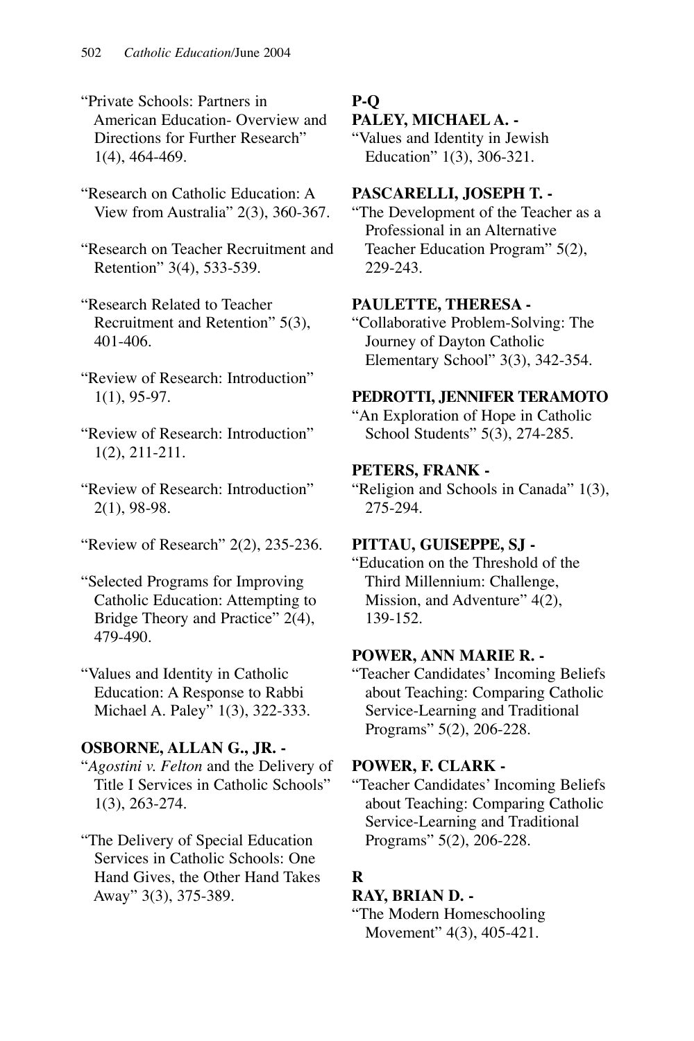"Private Schools: Partners in American Education- Overview and Directions for Further Research" 1(4), 464-469.

"Research on Catholic Education: A View from Australia" 2(3), 360-367.

"Research on Teacher Recruitment and Retention" 3(4), 533-539.

"Research Related to Teacher Recruitment and Retention" 5(3), 401-406.

"Review of Research: Introduction" 1(1), 95-97.

"Review of Research: Introduction" 1(2), 211-211.

"Review of Research: Introduction" 2(1), 98-98.

"Review of Research" 2(2), 235-236.

"Selected Programs for Improving Catholic Education: Attempting to Bridge Theory and Practice" 2(4), 479-490.

"Values and Identity in Catholic Education: A Response to Rabbi Michael A. Paley" 1(3), 322-333.

**OSBORNE, ALLAN G., JR. -**

"*Agostini v. Felton* and the Delivery of Title I Services in Catholic Schools" 1(3), 263-274.

"The Delivery of Special Education Services in Catholic Schools: One Hand Gives, the Other Hand Takes Away" 3(3), 375-389.

## P-Q

**PALEY, MICHAEL A. -**

"Values and Identity in Jewish Education" 1(3), 306-321.

**PASCARELLI, JOSEPH T. -**

"The Development of the Teacher as a Professional in an Alternative Teacher Education Program" 5(2), 229-243.

**PAULETTE, THERESA -**

"Collaborative Problem-Solving: The Journey of Dayton Catholic Elementary School" 3(3), 342-354.

**PEDROTTI, JENNIFER TERAMOTO**

"An Exploration of Hope in Catholic School Students" 5(3), 274-285.

**PETERS, FRANK -**

"Religion and Schools in Canada" 1(3), 275-294.

**PITTAU, GUISEPPE, SJ -**

"Education on the Threshold of the Third Millennium: Challenge, Mission, and Adventure" 4(2), 139-152.

**POWER, ANN MARIE R. -**

"Teacher Candidates' Incoming Beliefs about Teaching: Comparing Catholic Service-Learning and Traditional Programs" 5(2), 206-228.

**POWER, F. CLARK -**

"Teacher Candidates' Incoming Beliefs about Teaching: Comparing Catholic Service-Learning and Traditional Programs" 5(2), 206-228.

## R

**RAY, BRIAN D. -**

"The Modern Homeschooling Movement" 4(3), 405-421.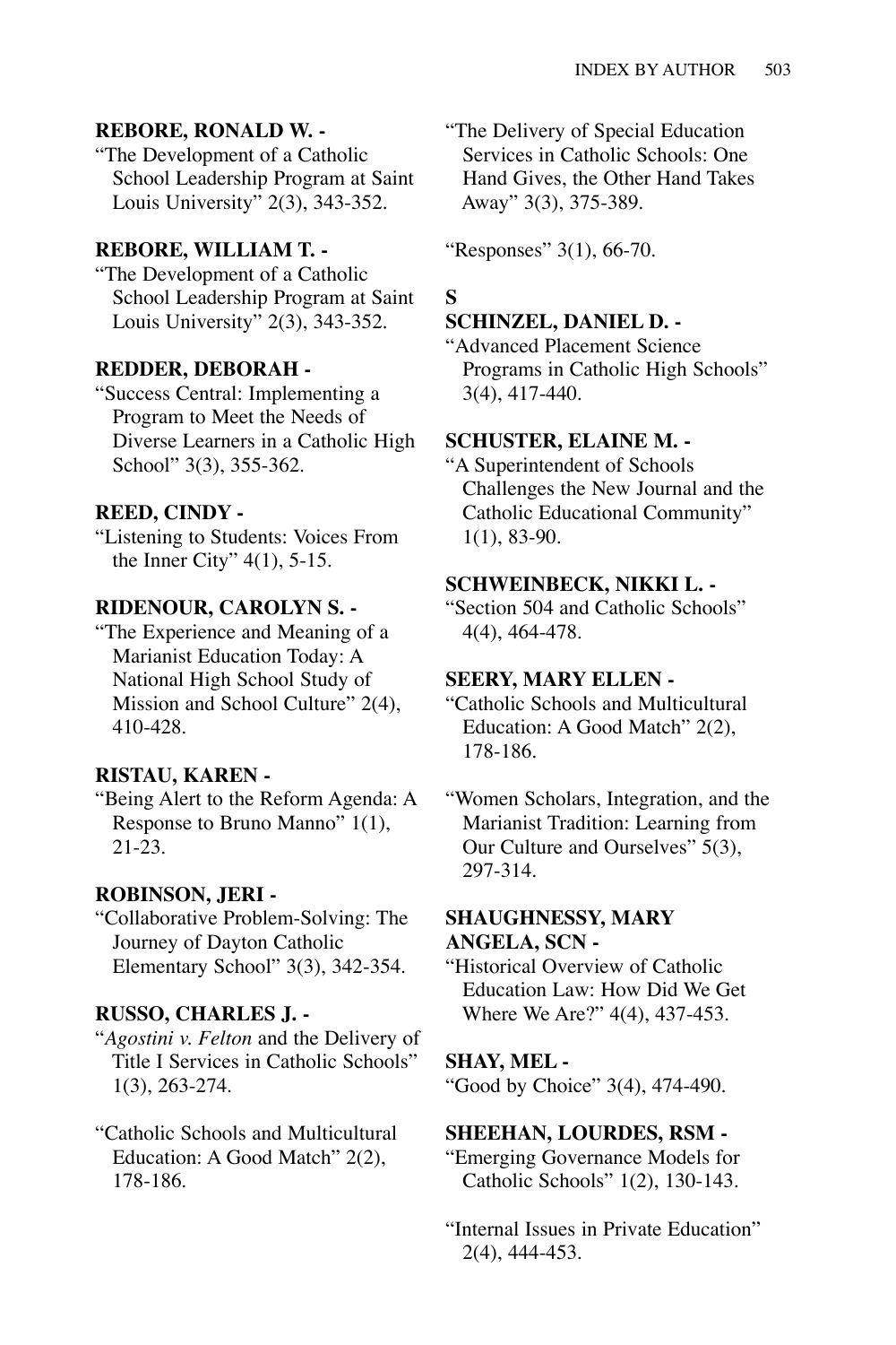**REBORE, RONALD W. -**

"The Development of a Catholic School Leadership Program at Saint Louis University" 2(3), 343-352.

**REBORE, WILLIAM T. -**

"The Development of a Catholic School Leadership Program at Saint Louis University" 2(3), 343-352.

**REDDER, DEBORAH -**

"Success Central: Implementing a Program to Meet the Needs of Diverse Learners in a Catholic High School" 3(3), 355-362.

**REED, CINDY -**

"Listening to Students: Voices From the Inner City" 4(1), 5-15.

**RIDENOUR, CAROLYN S. -**

"The Experience and Meaning of a Marianist Education Today: A National High School Study of Mission and School Culture" 2(4), 410-428.

**RISTAU, KAREN -**

"Being Alert to the Reform Agenda: A Response to Bruno Manno" 1(1), 21-23.

**ROBINSON, JERI -**

"Collaborative Problem-Solving: The Journey of Dayton Catholic Elementary School" 3(3), 342-354.

**RUSSO, CHARLES J. -**

"*Agostini v. Felton* and the Delivery of Title I Services in Catholic Schools" 1(3), 263-274.

"Catholic Schools and Multicultural Education: A Good Match" 2(2), 178-186.

"The Delivery of Special Education Services in Catholic Schools: One Hand Gives, the Other Hand Takes Away" 3(3), 375-389.

"Responses" 3(1), 66-70.

## S

**SCHINZEL, DANIEL D. -**

"Advanced Placement Science Programs in Catholic High Schools" 3(4), 417-440.

**SCHUSTER, ELAINE M. -**

"A Superintendent of Schools Challenges the New Journal and the Catholic Educational Community" 1(1), 83-90.

**SCHWEINBECK, NIKKI L. -**

"Section 504 and Catholic Schools" 4(4), 464-478.

**SEERY, MARY ELLEN -**

"Catholic Schools and Multicultural Education: A Good Match" 2(2), 178-186.

"Women Scholars, Integration, and the Marianist Tradition: Learning from Our Culture and Ourselves" 5(3), 297-314.

**SHAUGHNESSY, MARY ANGELA, SCN -**

"Historical Overview of Catholic Education Law: How Did We Get Where We Are?" 4(4), 437-453.

**SHAY, MEL -**

"Good by Choice" 3(4), 474-490.

**SHEEHAN, LOURDES, RSM -**

"Emerging Governance Models for Catholic Schools" 1(2), 130-143.

"Internal Issues in Private Education" 2(4), 444-453.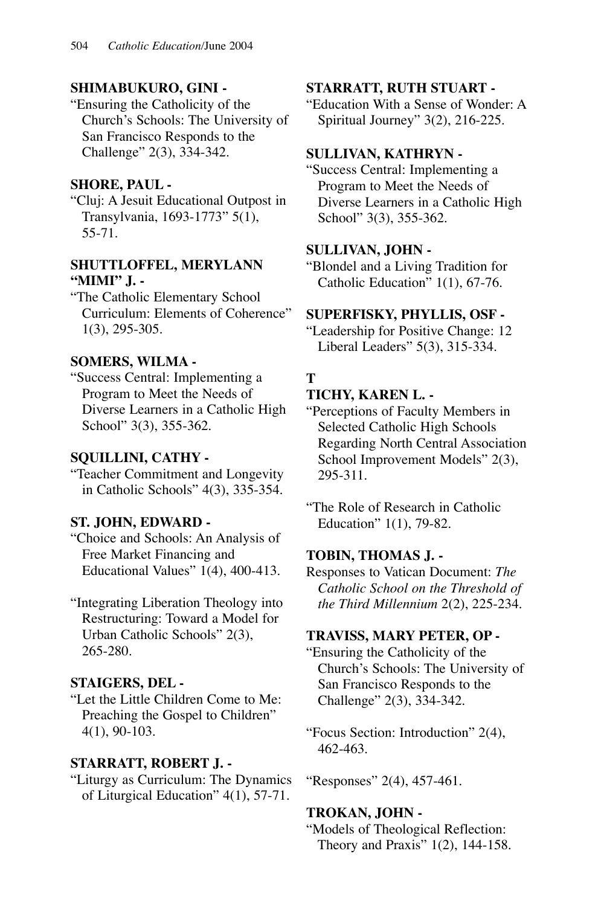**SHIMABUKURO, GINI -**
"Ensuring the Catholicity of the Church's Schools: The University of San Francisco Responds to the Challenge" 2(3), 334-342.

**SHORE, PAUL -**
"Cluj: A Jesuit Educational Outpost in Transylvania, 1693-1773" 5(1), 55-71.

**SHUTTLOFFEL, MERYLANN "MIMI" J. -**
"The Catholic Elementary School Curriculum: Elements of Coherence" 1(3), 295-305.

**SOMERS, WILMA -**
"Success Central: Implementing a Program to Meet the Needs of Diverse Learners in a Catholic High School" 3(3), 355-362.

**SQUILLINI, CATHY -**
"Teacher Commitment and Longevity in Catholic Schools" 4(3), 335-354.

**ST. JOHN, EDWARD -**
"Choice and Schools: An Analysis of Free Market Financing and Educational Values" 1(4), 400-413.

"Integrating Liberation Theology into Restructuring: Toward a Model for Urban Catholic Schools" 2(3), 265-280.

**STAIGERS, DEL -**
"Let the Little Children Come to Me: Preaching the Gospel to Children" 4(1), 90-103.

**STARRATT, ROBERT J. -**
"Liturgy as Curriculum: The Dynamics of Liturgical Education" 4(1), 57-71.

**STARRATT, RUTH STUART -**
"Education With a Sense of Wonder: A Spiritual Journey" 3(2), 216-225.

**SULLIVAN, KATHRYN -**
"Success Central: Implementing a Program to Meet the Needs of Diverse Learners in a Catholic High School" 3(3), 355-362.

**SULLIVAN, JOHN -**
"Blondel and a Living Tradition for Catholic Education" 1(1), 67-76.

**SUPERFISKY, PHYLLIS, OSF -**
"Leadership for Positive Change: 12 Liberal Leaders" 5(3), 315-334.

**T**

**TICHY, KAREN L. -**
"Perceptions of Faculty Members in Selected Catholic High Schools Regarding North Central Association School Improvement Models" 2(3), 295-311.

"The Role of Research in Catholic Education" 1(1), 79-82.

**TOBIN, THOMAS J. -**
Responses to Vatican Document: *The Catholic School on the Threshold of the Third Millennium* 2(2), 225-234.

**TRAVISS, MARY PETER, OP -**
"Ensuring the Catholicity of the Church's Schools: The University of San Francisco Responds to the Challenge" 2(3), 334-342.

"Focus Section: Introduction" 2(4), 462-463.

"Responses" 2(4), 457-461.

**TROKAN, JOHN -**
"Models of Theological Reflection: Theory and Praxis" 1(2), 144-158.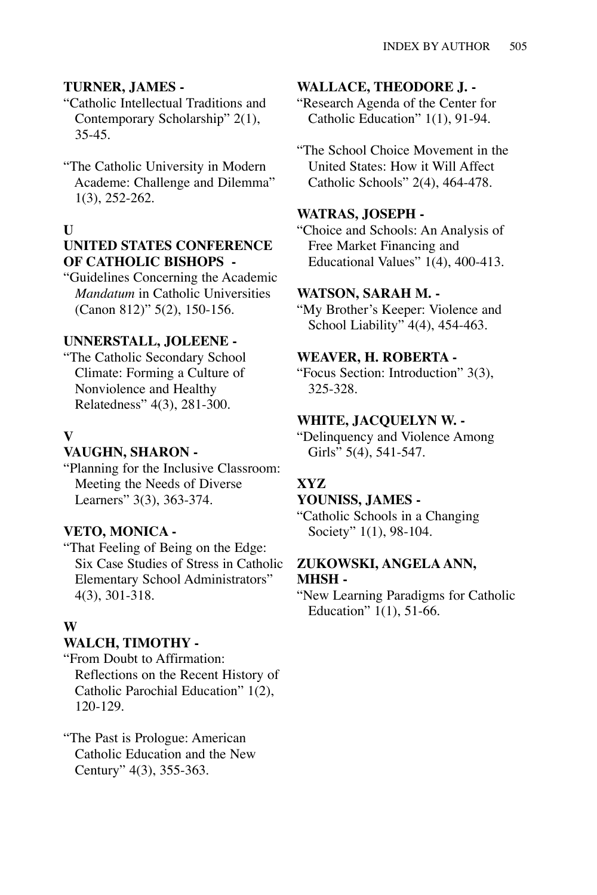**TURNER, JAMES -**

"Catholic Intellectual Traditions and Contemporary Scholarship" 2(1), 35-45.

"The Catholic University in Modern Academe: Challenge and Dilemma" 1(3), 252-262.

**U**

**UNITED STATES CONFERENCE OF CATHOLIC BISHOPS -**

"Guidelines Concerning the Academic *Mandatum* in Catholic Universities (Canon 812)" 5(2), 150-156.

**UNNERSTALL, JOLEENE -**

"The Catholic Secondary School Climate: Forming a Culture of Nonviolence and Healthy Relatedness" 4(3), 281-300.

**V**

**VAUGHN, SHARON -**

"Planning for the Inclusive Classroom: Meeting the Needs of Diverse Learners" 3(3), 363-374.

**VETO, MONICA -**

"That Feeling of Being on the Edge: Six Case Studies of Stress in Catholic Elementary School Administrators" 4(3), 301-318.

**W**

**WALCH, TIMOTHY -**

"From Doubt to Affirmation: Reflections on the Recent History of Catholic Parochial Education" 1(2), 120-129.

"The Past is Prologue: American Catholic Education and the New Century" 4(3), 355-363.

**WALLACE, THEODORE J. -**

"Research Agenda of the Center for Catholic Education" 1(1), 91-94.

"The School Choice Movement in the United States: How it Will Affect Catholic Schools" 2(4), 464-478.

**WATRAS, JOSEPH -**

"Choice and Schools: An Analysis of Free Market Financing and Educational Values" 1(4), 400-413.

**WATSON, SARAH M. -**

"My Brother's Keeper: Violence and School Liability" 4(4), 454-463.

**WEAVER, H. ROBERTA -**

"Focus Section: Introduction" 3(3), 325-328.

**WHITE, JACQUELYN W. -**

"Delinquency and Violence Among Girls" 5(4), 541-547.

**XYZ**

**YOUNISS, JAMES -**

"Catholic Schools in a Changing Society" 1(1), 98-104.

**ZUKOWSKI, ANGELA ANN, MHSH -**

"New Learning Paradigms for Catholic Education" 1(1), 51-66.